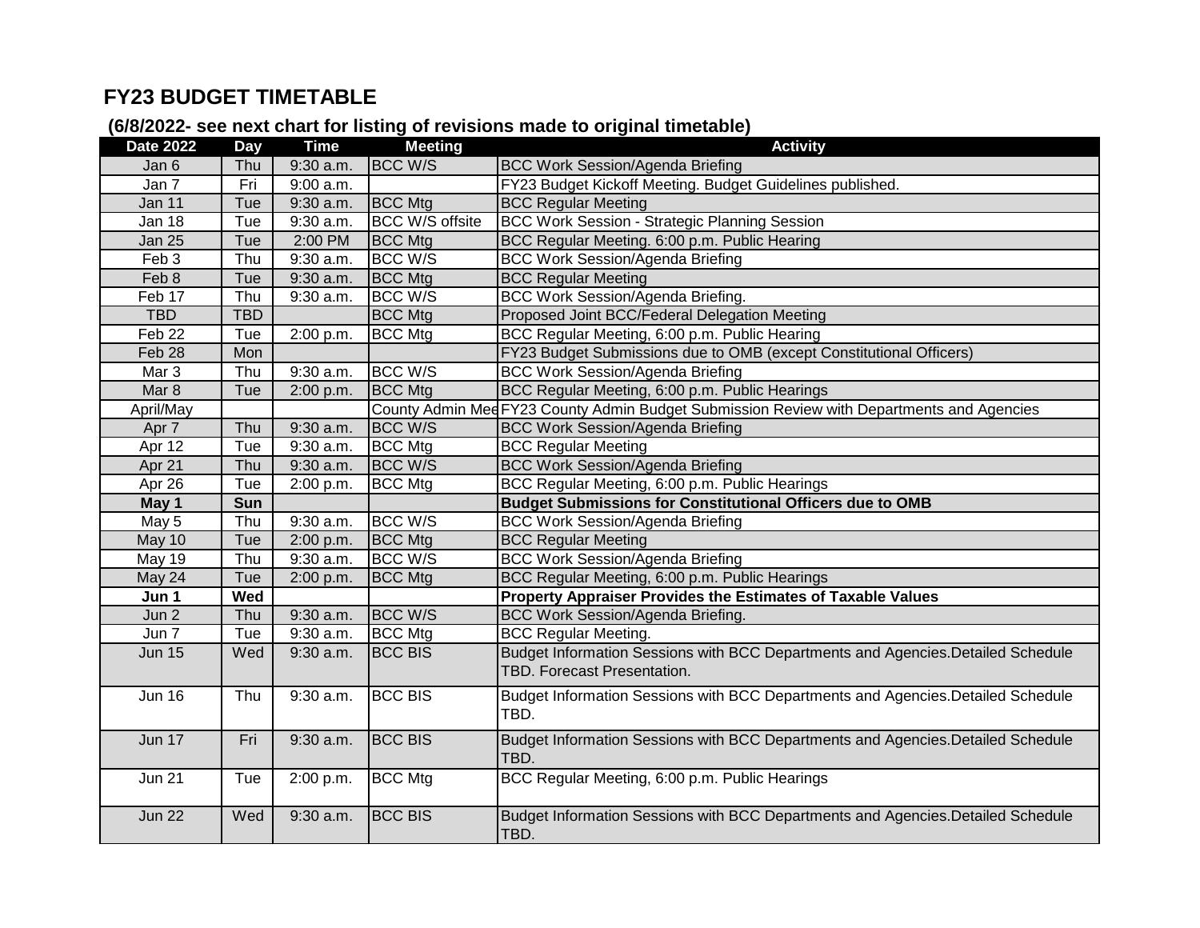## FY23 BUDGET TIMETABLE

**(6/8/2022- see next chart for listing of revisions made to original timetable)**

| Date 2022 | Day | Time | Meeting | Activity |
|---|---|---|---|---|
| Jan 6 | Thu | 9:30 a.m. | BCC W/S | BCC Work Session/Agenda Briefing |
| Jan 7 | Fri | 9:00 a.m. | | FY23 Budget Kickoff Meeting. Budget Guidelines published. |
| Jan 11 | Tue | 9:30 a.m. | BCC Mtg | BCC Regular Meeting |
| Jan 18 | Tue | 9:30 a.m. | BCC W/S offsite | BCC Work Session - Strategic Planning Session |
| Jan 25 | Tue | 2:00 PM | BCC Mtg | BCC Regular Meeting. 6:00 p.m. Public Hearing |
| Feb 3 | Thu | 9:30 a.m. | BCC W/S | BCC Work Session/Agenda Briefing |
| Feb 8 | Tue | 9:30 a.m. | BCC Mtg | BCC Regular Meeting |
| Feb 17 | Thu | 9:30 a.m. | BCC W/S | BCC Work Session/Agenda Briefing. |
| TBD | TBD | | BCC Mtg | Proposed Joint BCC/Federal Delegation Meeting |
| Feb 22 | Tue | 2:00 p.m. | BCC Mtg | BCC Regular Meeting, 6:00 p.m. Public Hearing |
| Feb 28 | Mon | | | FY23 Budget Submissions due to OMB (except Constitutional Officers) |
| Mar 3 | Thu | 9:30 a.m. | BCC W/S | BCC Work Session/Agenda Briefing |
| Mar 8 | Tue | 2:00 p.m. | BCC Mtg | BCC Regular Meeting, 6:00 p.m. Public Hearings |
| April/May | | | County Admin Mee | FY23 County Admin Budget Submission Review with Departments and Agencies |
| Apr 7 | Thu | 9:30 a.m. | BCC W/S | BCC Work Session/Agenda Briefing |
| Apr 12 | Tue | 9:30 a.m. | BCC Mtg | BCC Regular Meeting |
| Apr 21 | Thu | 9:30 a.m. | BCC W/S | BCC Work Session/Agenda Briefing |
| Apr 26 | Tue | 2:00 p.m. | BCC Mtg | BCC Regular Meeting, 6:00 p.m. Public Hearings |
| **May 1** | **Sun** | | | **Budget Submissions for Constitutional Officers due to OMB** |
| May 5 | Thu | 9:30 a.m. | BCC W/S | BCC Work Session/Agenda Briefing |
| May 10 | Tue | 2:00 p.m. | BCC Mtg | BCC Regular Meeting |
| May 19 | Thu | 9:30 a.m. | BCC W/S | BCC Work Session/Agenda Briefing |
| May 24 | Tue | 2:00 p.m. | BCC Mtg | BCC Regular Meeting, 6:00 p.m. Public Hearings |
| **Jun 1** | **Wed** | | | **Property Appraiser Provides the Estimates of Taxable Values** |
| Jun 2 | Thu | 9:30 a.m. | BCC W/S | BCC Work Session/Agenda Briefing. |
| Jun 7 | Tue | 9:30 a.m. | BCC Mtg | BCC Regular Meeting. |
| Jun 15 | Wed | 9:30 a.m. | BCC BIS | Budget Information Sessions with BCC Departments and Agencies.Detailed Schedule TBD. Forecast Presentation. |
| Jun 16 | Thu | 9:30 a.m. | BCC BIS | Budget Information Sessions with BCC Departments and Agencies.Detailed Schedule TBD. |
| Jun 17 | Fri | 9:30 a.m. | BCC BIS | Budget Information Sessions with BCC Departments and Agencies.Detailed Schedule TBD. |
| Jun 21 | Tue | 2:00 p.m. | BCC Mtg | BCC Regular Meeting, 6:00 p.m. Public Hearings |
| Jun 22 | Wed | 9:30 a.m. | BCC BIS | Budget Information Sessions with BCC Departments and Agencies.Detailed Schedule TBD. |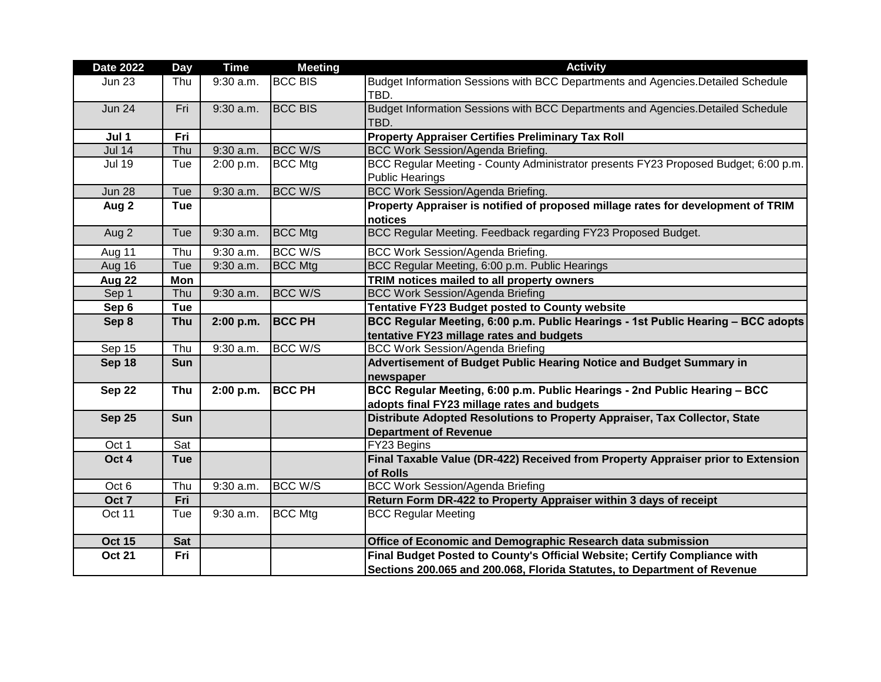| Date 2022 | Day | Time | Meeting | Activity |
|---|---|---|---|---|
| Jun 23 | Thu | 9:30 a.m. | BCC BIS | Budget Information Sessions with BCC Departments and Agencies.Detailed Schedule TBD. |
| Jun 24 | Fri | 9:30 a.m. | BCC BIS | Budget Information Sessions with BCC Departments and Agencies.Detailed Schedule TBD. |
| **Jul 1** | **Fri** | | | **Property Appraiser Certifies Preliminary Tax Roll** |
| Jul 14 | Thu | 9:30 a.m. | BCC W/S | BCC Work Session/Agenda Briefing. |
| Jul 19 | Tue | 2:00 p.m. | BCC Mtg | BCC Regular Meeting - County Administrator presents FY23 Proposed Budget; 6:00 p.m. Public Hearings |
| Jun 28 | Tue | 9:30 a.m. | BCC W/S | BCC Work Session/Agenda Briefing. |
| **Aug 2** | **Tue** | | | **Property Appraiser is notified of proposed millage rates for development of TRIM notices** |
| Aug 2 | Tue | 9:30 a.m. | BCC Mtg | BCC Regular Meeting. Feedback regarding FY23 Proposed Budget. |
| Aug 11 | Thu | 9:30 a.m. | BCC W/S | BCC Work Session/Agenda Briefing. |
| Aug 16 | Tue | 9:30 a.m. | BCC Mtg | BCC Regular Meeting, 6:00 p.m. Public Hearings |
| **Aug 22** | **Mon** | | | **TRIM notices mailed to all property owners** |
| Sep 1 | Thu | 9:30 a.m. | BCC W/S | BCC Work Session/Agenda Briefing |
| **Sep 6** | **Tue** | | | **Tentative FY23 Budget posted to County website** |
| **Sep 8** | **Thu** | **2:00 p.m.** | **BCC PH** | **BCC Regular Meeting, 6:00 p.m. Public Hearings - 1st Public Hearing – BCC adopts tentative FY23 millage rates and budgets** |
| Sep 15 | Thu | 9:30 a.m. | BCC W/S | BCC Work Session/Agenda Briefing |
| **Sep 18** | **Sun** | | | **Advertisement of Budget Public Hearing Notice and Budget Summary in newspaper** |
| **Sep 22** | **Thu** | **2:00 p.m.** | **BCC PH** | **BCC Regular Meeting, 6:00 p.m. Public Hearings - 2nd Public Hearing – BCC adopts final FY23 millage rates and budgets** |
| **Sep 25** | **Sun** | | | **Distribute Adopted Resolutions to Property Appraiser, Tax Collector, State Department of Revenue** |
| Oct 1 | Sat | | | FY23 Begins |
| **Oct 4** | **Tue** | | | **Final Taxable Value (DR-422) Received from Property Appraiser prior to Extension of Rolls** |
| Oct 6 | Thu | 9:30 a.m. | BCC W/S | BCC Work Session/Agenda Briefing |
| **Oct 7** | **Fri** | | | **Return Form DR-422 to Property Appraiser within 3 days of receipt** |
| Oct 11 | Tue | 9:30 a.m. | BCC Mtg | BCC Regular Meeting |
| **Oct 15** | **Sat** | | | **Office of Economic and Demographic Research data submission** |
| **Oct 21** | **Fri** | | | **Final Budget Posted to County's Official Website; Certify Compliance with Sections 200.065 and 200.068, Florida Statutes, to Department of Revenue** |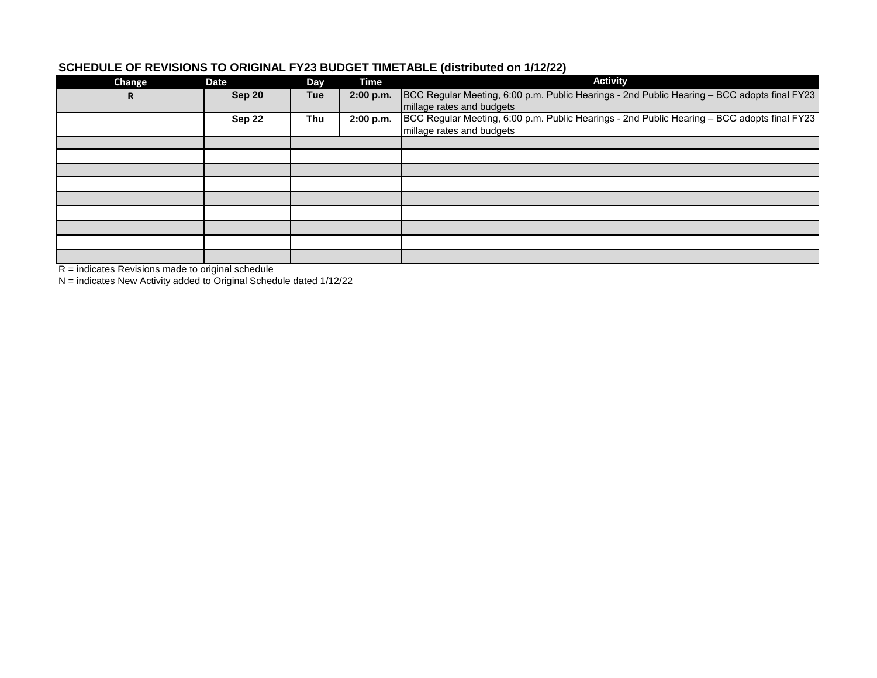## SCHEDULE OF REVISIONS TO ORIGINAL FY23 BUDGET TIMETABLE (distributed on 1/12/22)

| Change | Date | Day | Time | Activity |
|---|---|---|---|---|
| R | ~~Sep 20~~ | ~~Tue~~ | 2:00 p.m. | BCC Regular Meeting, 6:00 p.m. Public Hearings - 2nd Public Hearing – BCC adopts final FY23 millage rates and budgets |
| | Sep 22 | Thu | 2:00 p.m. | BCC Regular Meeting, 6:00 p.m. Public Hearings - 2nd Public Hearing – BCC adopts final FY23 millage rates and budgets |
| | | | | |
| | | | | |
| | | | | |
| | | | | |
| | | | | |
| | | | | |
| | | | | |
| | | | | |
| | | | | |

R = indicates Revisions made to original schedule

N = indicates New Activity added to Original Schedule dated 1/12/22